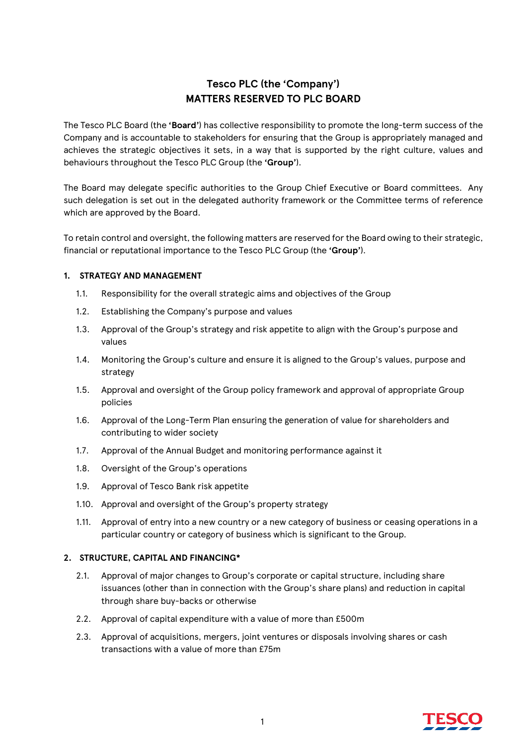# Tesco PLC (the 'Company')
# MATTERS RESERVED TO PLC BOARD

The Tesco PLC Board (the **'Board'**) has collective responsibility to promote the long-term success of the Company and is accountable to stakeholders for ensuring that the Group is appropriately managed and achieves the strategic objectives it sets, in a way that is supported by the right culture, values and behaviours throughout the Tesco PLC Group (the **'Group'**).

The Board may delegate specific authorities to the Group Chief Executive or Board committees. Any such delegation is set out in the delegated authority framework or the Committee terms of reference which are approved by the Board.

To retain control and oversight, the following matters are reserved for the Board owing to their strategic, financial or reputational importance to the Tesco PLC Group (the **'Group'**).

## 1. STRATEGY AND MANAGEMENT

1.1. Responsibility for the overall strategic aims and objectives of the Group

1.2. Establishing the Company's purpose and values

1.3. Approval of the Group's strategy and risk appetite to align with the Group's purpose and values

1.4. Monitoring the Group's culture and ensure it is aligned to the Group's values, purpose and strategy

1.5. Approval and oversight of the Group policy framework and approval of appropriate Group policies

1.6. Approval of the Long-Term Plan ensuring the generation of value for shareholders and contributing to wider society

1.7. Approval of the Annual Budget and monitoring performance against it

1.8. Oversight of the Group's operations

1.9. Approval of Tesco Bank risk appetite

1.10. Approval and oversight of the Group's property strategy

1.11. Approval of entry into a new country or a new category of business or ceasing operations in a particular country or category of business which is significant to the Group.

## 2. STRUCTURE, CAPITAL AND FINANCING*

2.1. Approval of major changes to Group's corporate or capital structure, including share issuances (other than in connection with the Group's share plans) and reduction in capital through share buy-backs or otherwise

2.2. Approval of capital expenditure with a value of more than £500m

2.3. Approval of acquisitions, mergers, joint ventures or disposals involving shares or cash transactions with a value of more than £75m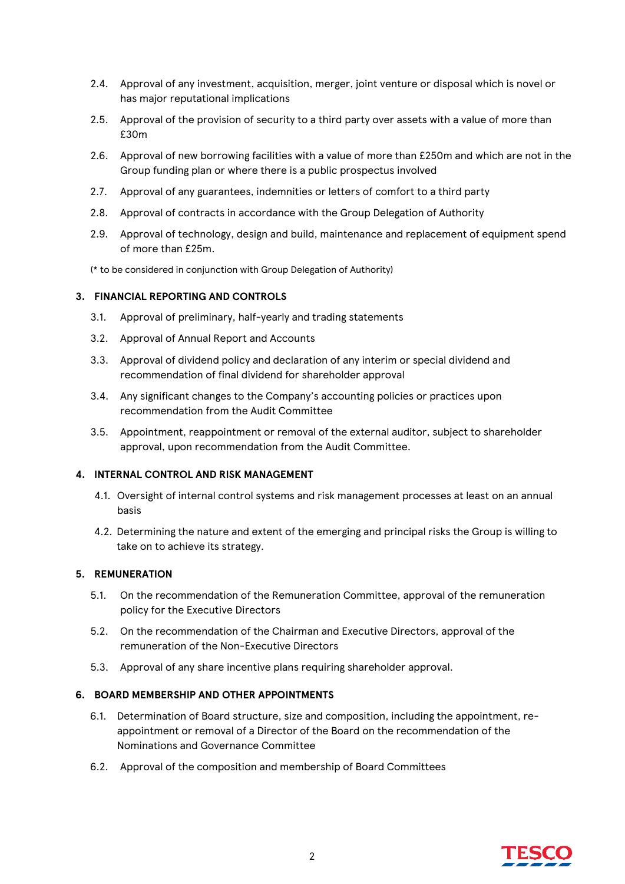2.4. Approval of any investment, acquisition, merger, joint venture or disposal which is novel or has major reputational implications

2.5. Approval of the provision of security to a third party over assets with a value of more than £30m

2.6. Approval of new borrowing facilities with a value of more than £250m and which are not in the Group funding plan or where there is a public prospectus involved

2.7. Approval of any guarantees, indemnities or letters of comfort to a third party

2.8. Approval of contracts in accordance with the Group Delegation of Authority

2.9. Approval of technology, design and build, maintenance and replacement of equipment spend of more than £25m.

(* to be considered in conjunction with Group Delegation of Authority)

## 3. FINANCIAL REPORTING AND CONTROLS

3.1. Approval of preliminary, half-yearly and trading statements

3.2. Approval of Annual Report and Accounts

3.3. Approval of dividend policy and declaration of any interim or special dividend and recommendation of final dividend for shareholder approval

3.4. Any significant changes to the Company's accounting policies or practices upon recommendation from the Audit Committee

3.5. Appointment, reappointment or removal of the external auditor, subject to shareholder approval, upon recommendation from the Audit Committee.

## 4. INTERNAL CONTROL AND RISK MANAGEMENT

4.1. Oversight of internal control systems and risk management processes at least on an annual basis

4.2. Determining the nature and extent of the emerging and principal risks the Group is willing to take on to achieve its strategy.

## 5. REMUNERATION

5.1. On the recommendation of the Remuneration Committee, approval of the remuneration policy for the Executive Directors

5.2. On the recommendation of the Chairman and Executive Directors, approval of the remuneration of the Non-Executive Directors

5.3. Approval of any share incentive plans requiring shareholder approval.

## 6. BOARD MEMBERSHIP AND OTHER APPOINTMENTS

6.1. Determination of Board structure, size and composition, including the appointment, re-appointment or removal of a Director of the Board on the recommendation of the Nominations and Governance Committee

6.2. Approval of the composition and membership of Board Committees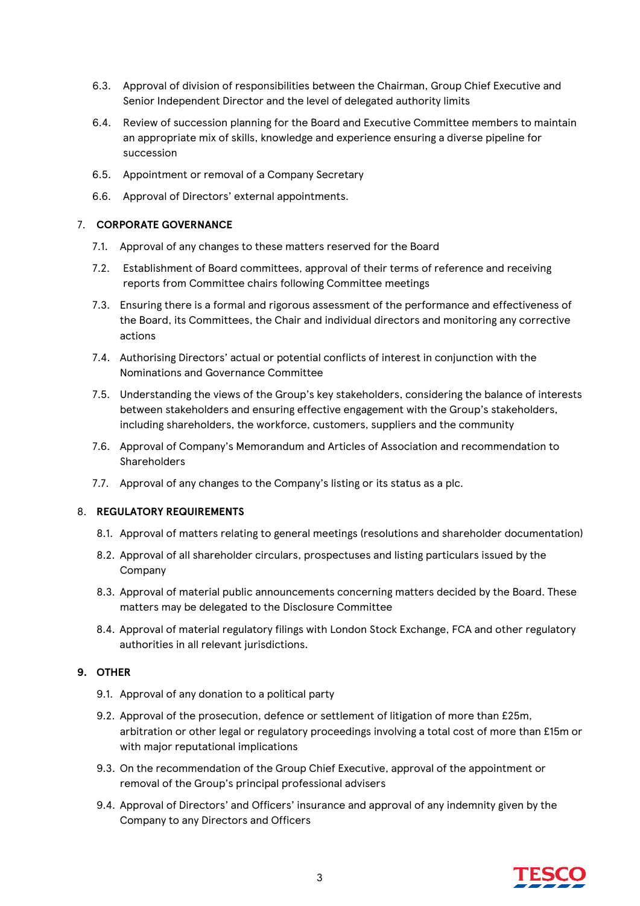6.3. Approval of division of responsibilities between the Chairman, Group Chief Executive and Senior Independent Director and the level of delegated authority limits

6.4. Review of succession planning for the Board and Executive Committee members to maintain an appropriate mix of skills, knowledge and experience ensuring a diverse pipeline for succession

6.5. Appointment or removal of a Company Secretary

6.6. Approval of Directors' external appointments.

7. **CORPORATE GOVERNANCE**

7.1. Approval of any changes to these matters reserved for the Board

7.2. Establishment of Board committees, approval of their terms of reference and receiving reports from Committee chairs following Committee meetings

7.3. Ensuring there is a formal and rigorous assessment of the performance and effectiveness of the Board, its Committees, the Chair and individual directors and monitoring any corrective actions

7.4. Authorising Directors' actual or potential conflicts of interest in conjunction with the Nominations and Governance Committee

7.5. Understanding the views of the Group's key stakeholders, considering the balance of interests between stakeholders and ensuring effective engagement with the Group's stakeholders, including shareholders, the workforce, customers, suppliers and the community

7.6. Approval of Company's Memorandum and Articles of Association and recommendation to Shareholders

7.7. Approval of any changes to the Company's listing or its status as a plc.

8. **REGULATORY REQUIREMENTS**

8.1. Approval of matters relating to general meetings (resolutions and shareholder documentation)

8.2. Approval of all shareholder circulars, prospectuses and listing particulars issued by the Company

8.3. Approval of material public announcements concerning matters decided by the Board. These matters may be delegated to the Disclosure Committee

8.4. Approval of material regulatory filings with London Stock Exchange, FCA and other regulatory authorities in all relevant jurisdictions.

9. **OTHER**

9.1. Approval of any donation to a political party

9.2. Approval of the prosecution, defence or settlement of litigation of more than £25m, arbitration or other legal or regulatory proceedings involving a total cost of more than £15m or with major reputational implications

9.3. On the recommendation of the Group Chief Executive, approval of the appointment or removal of the Group's principal professional advisers

9.4. Approval of Directors' and Officers' insurance and approval of any indemnity given by the Company to any Directors and Officers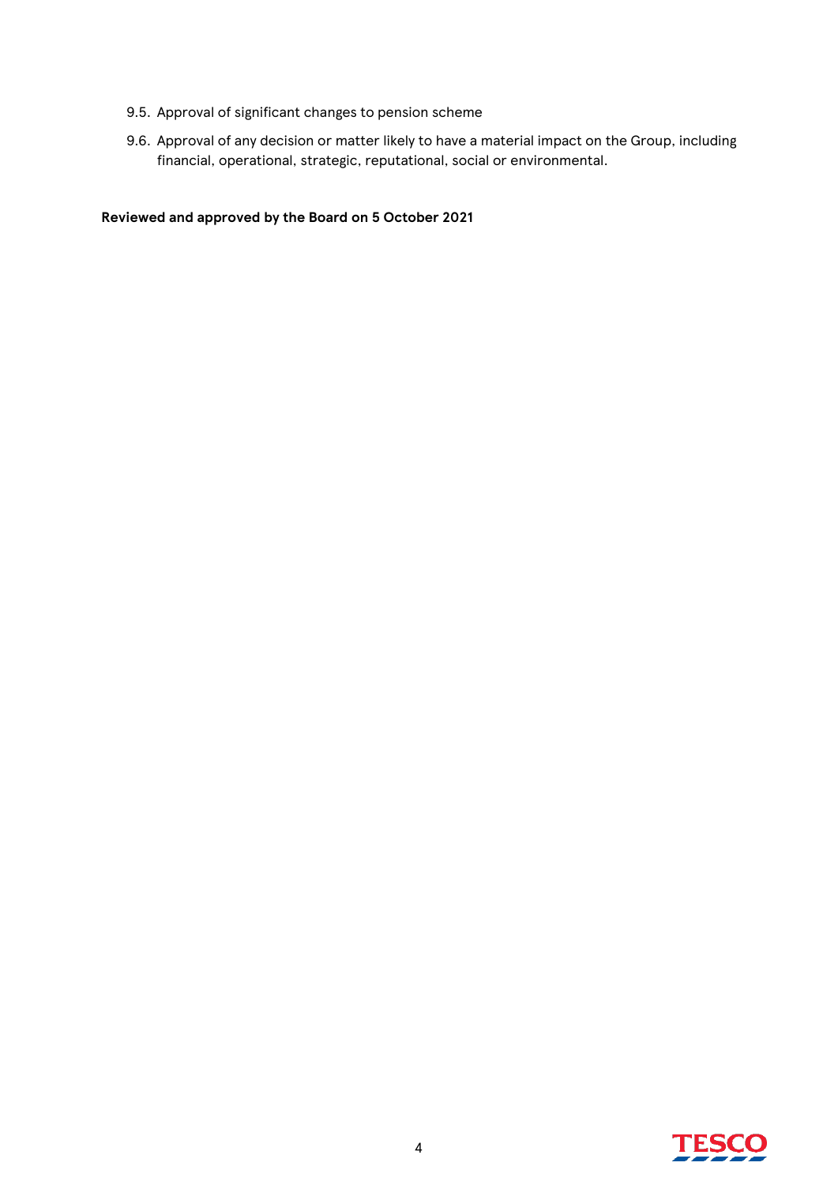9.5. Approval of significant changes to pension scheme

9.6. Approval of any decision or matter likely to have a material impact on the Group, including financial, operational, strategic, reputational, social or environmental.

**Reviewed and approved by the Board on 5 October 2021**